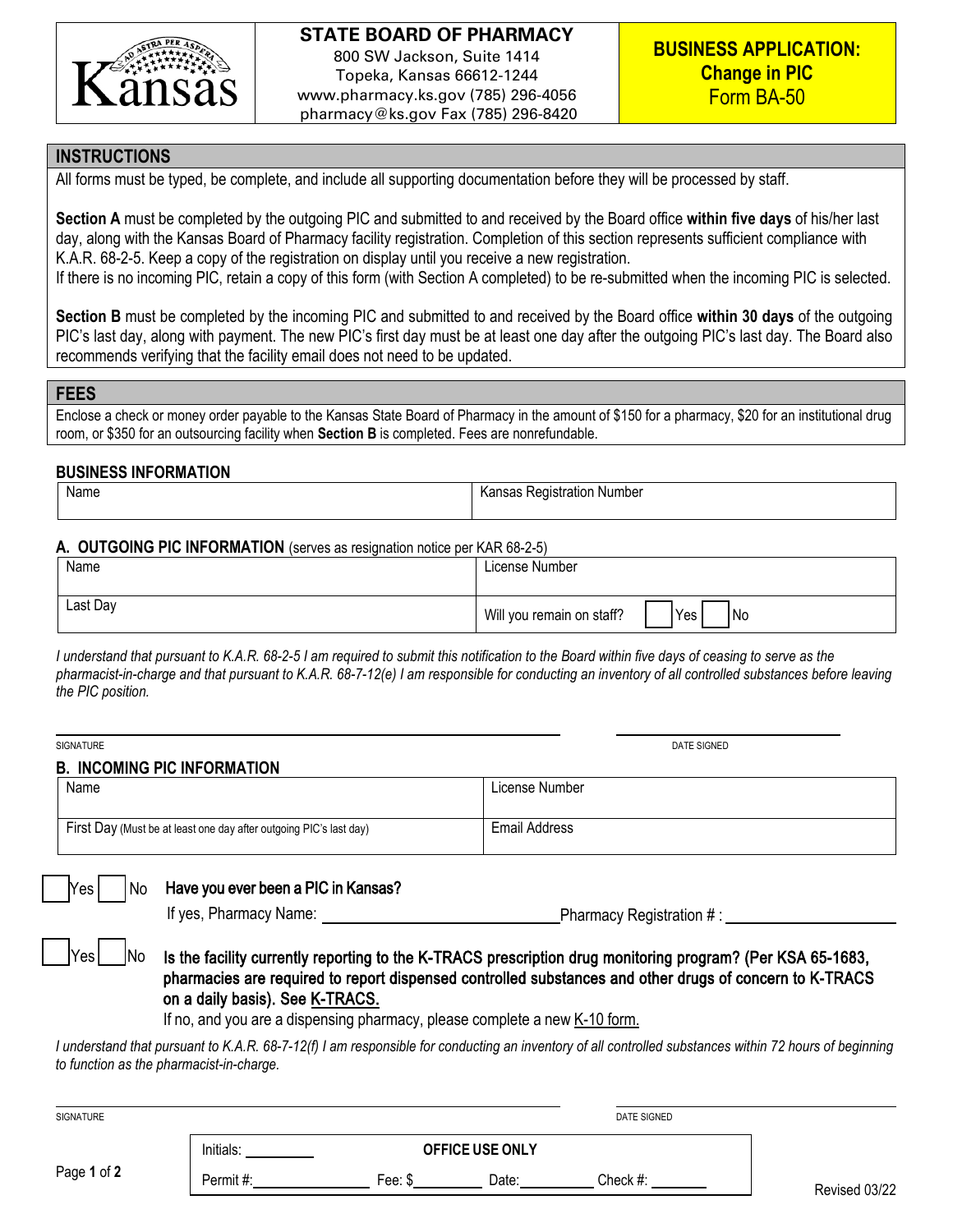**STATE BOARD OF PHARMACY**
800 SW Jackson, Suite 1414
Topeka, Kansas 66612-1244
www.pharmacy.ks.gov (785) 296-4056
pharmacy@ks.gov Fax (785) 296-8420

**BUSINESS APPLICATION: Change in PIC**
Form BA-50

## INSTRUCTIONS

All forms must be typed, be complete, and include all supporting documentation before they will be processed by staff.

**Section A** must be completed by the outgoing PIC and submitted to and received by the Board office **within five days** of his/her last day, along with the Kansas Board of Pharmacy facility registration. Completion of this section represents sufficient compliance with K.A.R. 68-2-5. Keep a copy of the registration on display until you receive a new registration.
If there is no incoming PIC, retain a copy of this form (with Section A completed) to be re-submitted when the incoming PIC is selected.

**Section B** must be completed by the incoming PIC and submitted to and received by the Board office **within 30 days** of the outgoing PIC's last day, along with payment. The new PIC's first day must be at least one day after the outgoing PIC's last day. The Board also recommends verifying that the facility email does not need to be updated.

## FEES

Enclose a check or money order payable to the Kansas State Board of Pharmacy in the amount of $150 for a pharmacy, $20 for an institutional drug room, or $350 for an outsourcing facility when **Section B** is completed. Fees are nonrefundable.

### BUSINESS INFORMATION

| Name | Kansas Registration Number |
|---|---|
| | |

### A. OUTGOING PIC INFORMATION (serves as resignation notice per KAR 68-2-5)

| Name | License Number |
|---|---|
| Last Day | Will you remain on staff? ☐ Yes ☐ No |

*I understand that pursuant to K.A.R. 68-2-5 I am required to submit this notification to the Board within five days of ceasing to serve as the pharmacist-in-charge and that pursuant to K.A.R. 68-7-12(e) I am responsible for conducting an inventory of all controlled substances before leaving the PIC position.*

SIGNATURE ______________________ DATE SIGNED ______________________

### B. INCOMING PIC INFORMATION

| Name | License Number |
|---|---|
| First Day (Must be at least one day after outgoing PIC's last day) | Email Address |

☐ Yes ☐ No **Have you ever been a PIC in Kansas?**
If yes, Pharmacy Name: ______________________ Pharmacy Registration # : ______________________

☐ Yes ☐ No **Is the facility currently reporting to the K-TRACS prescription drug monitoring program? (Per KSA 65-1683, pharmacies are required to report dispensed controlled substances and other drugs of concern to K-TRACS on a daily basis). See K-TRACS.**
If no, and you are a dispensing pharmacy, please complete a new K-10 form.

*I understand that pursuant to K.A.R. 68-7-12(f) I am responsible for conducting an inventory of all controlled substances within 72 hours of beginning to function as the pharmacist-in-charge.*

SIGNATURE ______________________ DATE SIGNED ______________________

| OFFICE USE ONLY | | | |
|---|---|---|---|
| Initials: ________ | | | |
| Permit #: ________ | Fee: $________ | Date: ________ | Check #: ________ |

Revised 03/22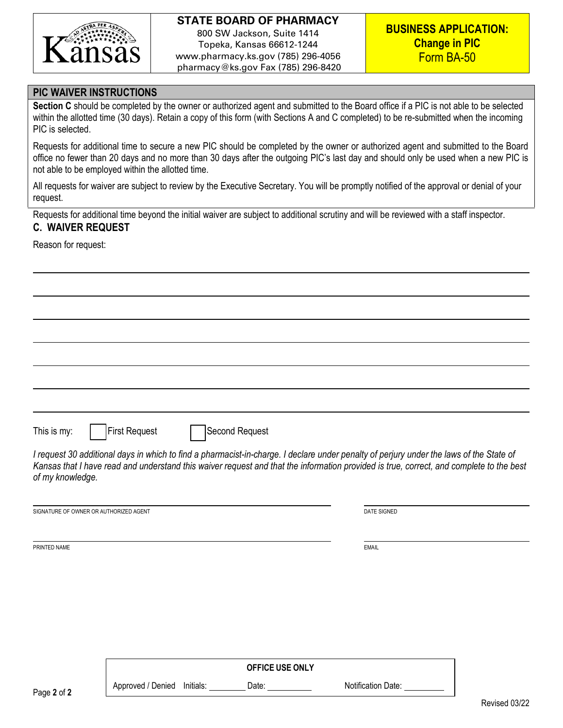**STATE BOARD OF PHARMACY**
800 SW Jackson, Suite 1414
Topeka, Kansas 66612-1244
www.pharmacy.ks.gov (785) 296-4056
pharmacy@ks.gov Fax (785) 296-8420

**BUSINESS APPLICATION: Change in PIC**
Form BA-50

## PIC WAIVER INSTRUCTIONS

**Section C** should be completed by the owner or authorized agent and submitted to the Board office if a PIC is not able to be selected within the allotted time (30 days). Retain a copy of this form (with Sections A and C completed) to be re-submitted when the incoming PIC is selected.

Requests for additional time to secure a new PIC should be completed by the owner or authorized agent and submitted to the Board office no fewer than 20 days and no more than 30 days after the outgoing PIC's last day and should only be used when a new PIC is not able to be employed within the allotted time.

All requests for waiver are subject to review by the Executive Secretary. You will be promptly notified of the approval or denial of your request.

Requests for additional time beyond the initial waiver are subject to additional scrutiny and will be reviewed with a staff inspector.

## C. WAIVER REQUEST

Reason for request:

_______________________________________________

_______________________________________________

_______________________________________________

_______________________________________________

_______________________________________________

_______________________________________________

_______________________________________________

This is my: ☐ First Request ☐ Second Request

*I request 30 additional days in which to find a pharmacist-in-charge. I declare under penalty of perjury under the laws of the State of Kansas that I have read and understand this waiver request and that the information provided is true, correct, and complete to the best of my knowledge.*

_______________________________ SIGNATURE OF OWNER OR AUTHORIZED AGENT

_______________________________ DATE SIGNED

_______________________________ PRINTED NAME

_______________________________ EMAIL

**OFFICE USE ONLY**

Approved / Denied Initials: ________ Date: __________ Notification Date: _________

Revised 03/22